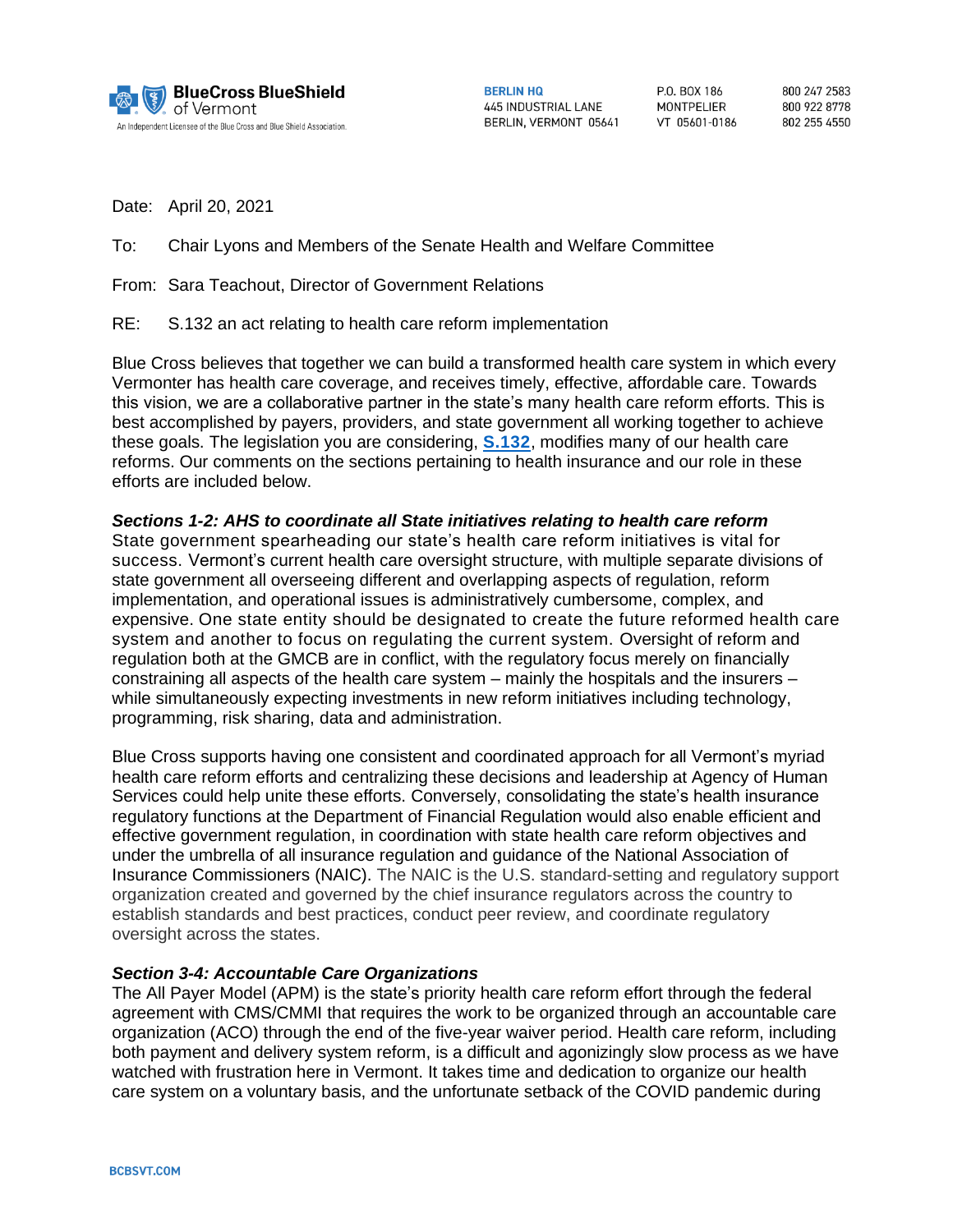Date: April 20, 2021

To: Chair Lyons and Members of the Senate Health and Welfare Committee

From: Sara Teachout, Director of Government Relations

RE: S.132 an act relating to health care reform implementation

Blue Cross believes that together we can build a transformed health care system in which every Vermonter has health care coverage, and receives timely, effective, affordable care. Towards this vision, we are a collaborative partner in the state's many health care reform efforts. This is best accomplished by payers, providers, and state government all working together to achieve these goals. The legislation you are considering, **S.132**, modifies many of our health care reforms. Our comments on the sections pertaining to health insurance and our role in these efforts are included below.

***Sections 1-2: AHS to coordinate all State initiatives relating to health care reform***

State government spearheading our state's health care reform initiatives is vital for success. Vermont's current health care oversight structure, with multiple separate divisions of state government all overseeing different and overlapping aspects of regulation, reform implementation, and operational issues is administratively cumbersome, complex, and expensive. One state entity should be designated to create the future reformed health care system and another to focus on regulating the current system. Oversight of reform and regulation both at the GMCB are in conflict, with the regulatory focus merely on financially constraining all aspects of the health care system – mainly the hospitals and the insurers – while simultaneously expecting investments in new reform initiatives including technology, programming, risk sharing, data and administration.

Blue Cross supports having one consistent and coordinated approach for all Vermont's myriad health care reform efforts and centralizing these decisions and leadership at Agency of Human Services could help unite these efforts. Conversely, consolidating the state's health insurance regulatory functions at the Department of Financial Regulation would also enable efficient and effective government regulation, in coordination with state health care reform objectives and under the umbrella of all insurance regulation and guidance of the National Association of Insurance Commissioners (NAIC). The NAIC is the U.S. standard-setting and regulatory support organization created and governed by the chief insurance regulators across the country to establish standards and best practices, conduct peer review, and coordinate regulatory oversight across the states.

***Section 3-4: Accountable Care Organizations***

The All Payer Model (APM) is the state's priority health care reform effort through the federal agreement with CMS/CMMI that requires the work to be organized through an accountable care organization (ACO) through the end of the five-year waiver period. Health care reform, including both payment and delivery system reform, is a difficult and agonizingly slow process as we have watched with frustration here in Vermont. It takes time and dedication to organize our health care system on a voluntary basis, and the unfortunate setback of the COVID pandemic during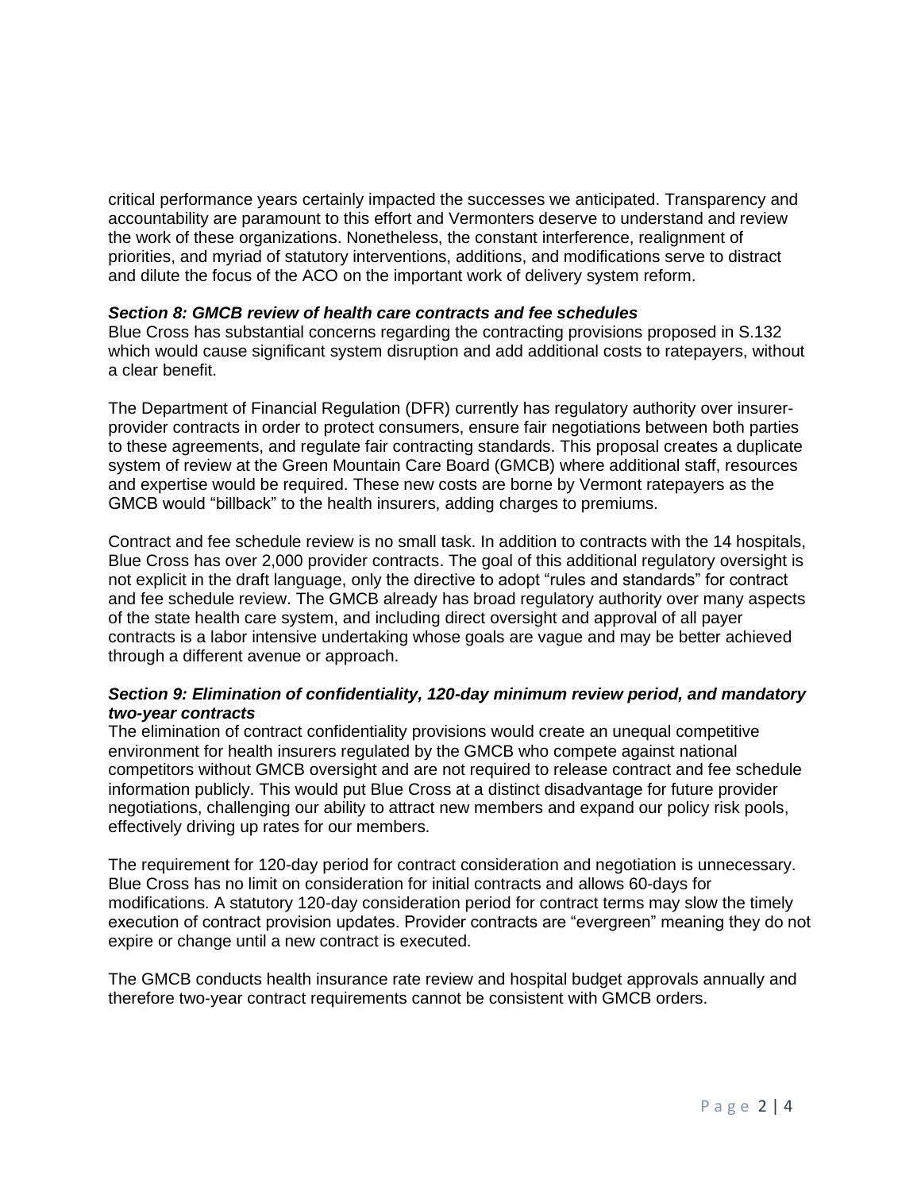critical performance years certainly impacted the successes we anticipated. Transparency and accountability are paramount to this effort and Vermonters deserve to understand and review the work of these organizations. Nonetheless, the constant interference, realignment of priorities, and myriad of statutory interventions, additions, and modifications serve to distract and dilute the focus of the ACO on the important work of delivery system reform.

***Section 8: GMCB review of health care contracts and fee schedules***

Blue Cross has substantial concerns regarding the contracting provisions proposed in S.132 which would cause significant system disruption and add additional costs to ratepayers, without a clear benefit.

The Department of Financial Regulation (DFR) currently has regulatory authority over insurer-provider contracts in order to protect consumers, ensure fair negotiations between both parties to these agreements, and regulate fair contracting standards. This proposal creates a duplicate system of review at the Green Mountain Care Board (GMCB) where additional staff, resources and expertise would be required. These new costs are borne by Vermont ratepayers as the GMCB would "billback" to the health insurers, adding charges to premiums.

Contract and fee schedule review is no small task. In addition to contracts with the 14 hospitals, Blue Cross has over 2,000 provider contracts. The goal of this additional regulatory oversight is not explicit in the draft language, only the directive to adopt "rules and standards" for contract and fee schedule review. The GMCB already has broad regulatory authority over many aspects of the state health care system, and including direct oversight and approval of all payer contracts is a labor intensive undertaking whose goals are vague and may be better achieved through a different avenue or approach.

***Section 9: Elimination of confidentiality, 120-day minimum review period, and mandatory two-year contracts***

The elimination of contract confidentiality provisions would create an unequal competitive environment for health insurers regulated by the GMCB who compete against national competitors without GMCB oversight and are not required to release contract and fee schedule information publicly. This would put Blue Cross at a distinct disadvantage for future provider negotiations, challenging our ability to attract new members and expand our policy risk pools, effectively driving up rates for our members.

The requirement for 120-day period for contract consideration and negotiation is unnecessary. Blue Cross has no limit on consideration for initial contracts and allows 60-days for modifications. A statutory 120-day consideration period for contract terms may slow the timely execution of contract provision updates. Provider contracts are "evergreen" meaning they do not expire or change until a new contract is executed.

The GMCB conducts health insurance rate review and hospital budget approvals annually and therefore two-year contract requirements cannot be consistent with GMCB orders.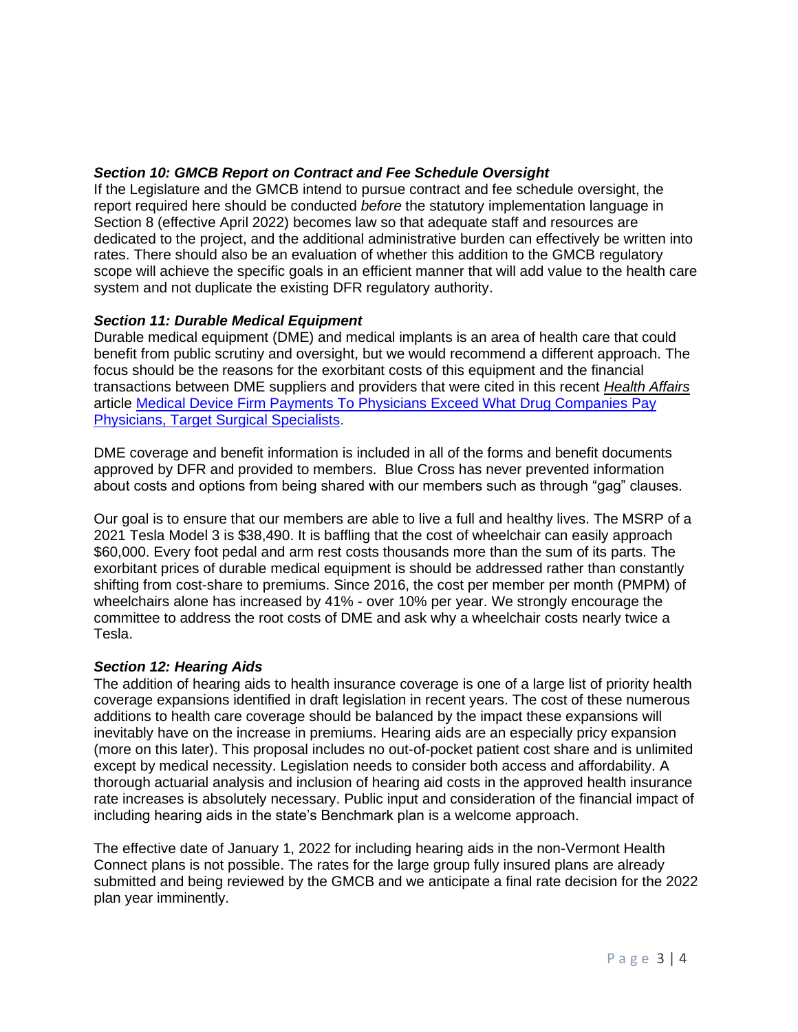***Section 10: GMCB Report on Contract and Fee Schedule Oversight***

If the Legislature and the GMCB intend to pursue contract and fee schedule oversight, the report required here should be conducted *before* the statutory implementation language in Section 8 (effective April 2022) becomes law so that adequate staff and resources are dedicated to the project, and the additional administrative burden can effectively be written into rates. There should also be an evaluation of whether this addition to the GMCB regulatory scope will achieve the specific goals in an efficient manner that will add value to the health care system and not duplicate the existing DFR regulatory authority.

***Section 11: Durable Medical Equipment***

Durable medical equipment (DME) and medical implants is an area of health care that could benefit from public scrutiny and oversight, but we would recommend a different approach. The focus should be the reasons for the exorbitant costs of this equipment and the financial transactions between DME suppliers and providers that were cited in this recent *Health Affairs* article [Medical Device Firm Payments To Physicians Exceed What Drug Companies Pay Physicians, Target Surgical Specialists](#).

DME coverage and benefit information is included in all of the forms and benefit documents approved by DFR and provided to members. Blue Cross has never prevented information about costs and options from being shared with our members such as through "gag" clauses.

Our goal is to ensure that our members are able to live a full and healthy lives. The MSRP of a 2021 Tesla Model 3 is $38,490. It is baffling that the cost of wheelchair can easily approach $60,000. Every foot pedal and arm rest costs thousands more than the sum of its parts. The exorbitant prices of durable medical equipment is should be addressed rather than constantly shifting from cost-share to premiums. Since 2016, the cost per member per month (PMPM) of wheelchairs alone has increased by 41% - over 10% per year. We strongly encourage the committee to address the root costs of DME and ask why a wheelchair costs nearly twice a Tesla.

***Section 12: Hearing Aids***

The addition of hearing aids to health insurance coverage is one of a large list of priority health coverage expansions identified in draft legislation in recent years. The cost of these numerous additions to health care coverage should be balanced by the impact these expansions will inevitably have on the increase in premiums. Hearing aids are an especially pricy expansion (more on this later). This proposal includes no out-of-pocket patient cost share and is unlimited except by medical necessity. Legislation needs to consider both access and affordability. A thorough actuarial analysis and inclusion of hearing aid costs in the approved health insurance rate increases is absolutely necessary. Public input and consideration of the financial impact of including hearing aids in the state's Benchmark plan is a welcome approach.

The effective date of January 1, 2022 for including hearing aids in the non-Vermont Health Connect plans is not possible. The rates for the large group fully insured plans are already submitted and being reviewed by the GMCB and we anticipate a final rate decision for the 2022 plan year imminently.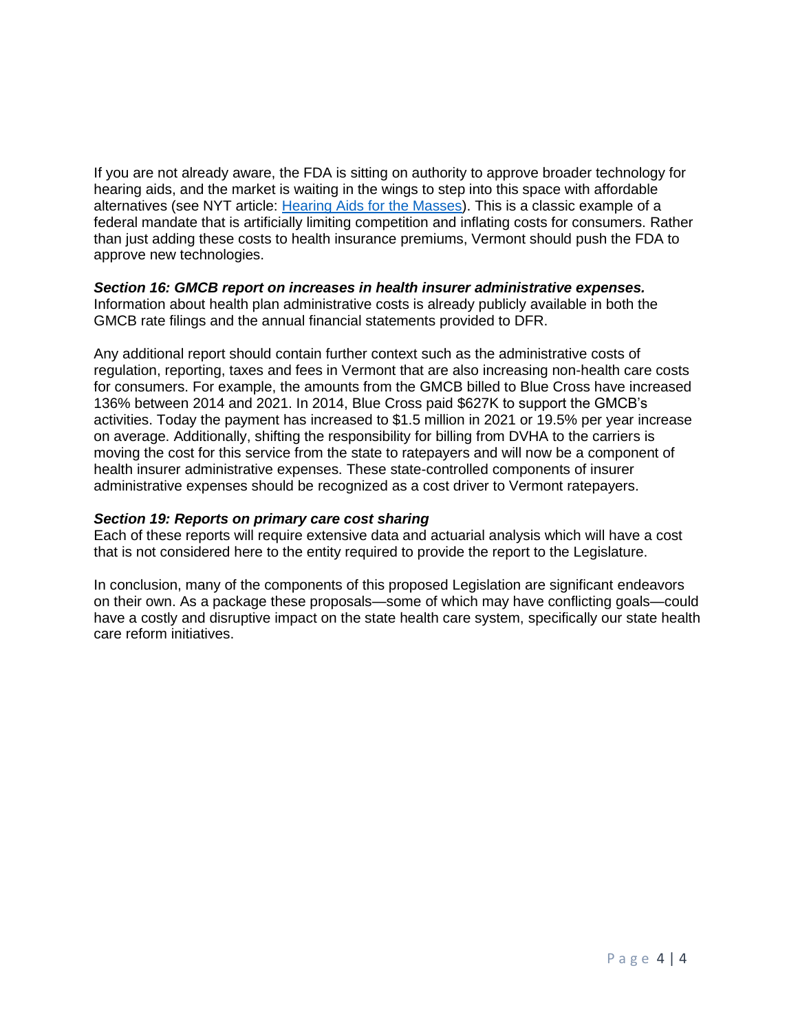If you are not already aware, the FDA is sitting on authority to approve broader technology for hearing aids, and the market is waiting in the wings to step into this space with affordable alternatives (see NYT article: [Hearing Aids for the Masses](#)). This is a classic example of a federal mandate that is artificially limiting competition and inflating costs for consumers. Rather than just adding these costs to health insurance premiums, Vermont should push the FDA to approve new technologies.

***Section 16: GMCB report on increases in health insurer administrative expenses.***
Information about health plan administrative costs is already publicly available in both the GMCB rate filings and the annual financial statements provided to DFR.

Any additional report should contain further context such as the administrative costs of regulation, reporting, taxes and fees in Vermont that are also increasing non-health care costs for consumers. For example, the amounts from the GMCB billed to Blue Cross have increased 136% between 2014 and 2021. In 2014, Blue Cross paid $627K to support the GMCB's activities. Today the payment has increased to $1.5 million in 2021 or 19.5% per year increase on average. Additionally, shifting the responsibility for billing from DVHA to the carriers is moving the cost for this service from the state to ratepayers and will now be a component of health insurer administrative expenses. These state-controlled components of insurer administrative expenses should be recognized as a cost driver to Vermont ratepayers.

***Section 19: Reports on primary care cost sharing***
Each of these reports will require extensive data and actuarial analysis which will have a cost that is not considered here to the entity required to provide the report to the Legislature.

In conclusion, many of the components of this proposed Legislation are significant endeavors on their own. As a package these proposals—some of which may have conflicting goals—could have a costly and disruptive impact on the state health care system, specifically our state health care reform initiatives.